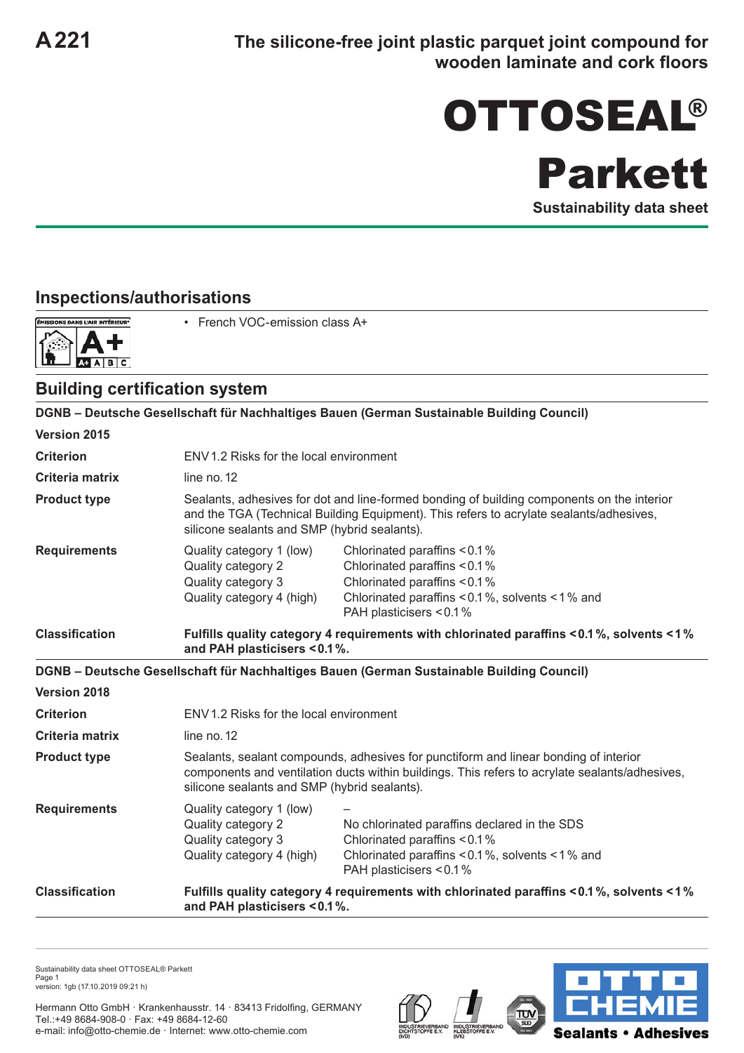# A 221

**The silicone-free joint plastic parquet joint compound for wooden laminate and cork floors**

# OTTOSEAL®
# Parkett

**Sustainability data sheet**

## Inspections/authorisations

- French VOC-emission class A+

## Building certification system

**DGNB – Deutsche Gesellschaft für Nachhaltiges Bauen (German Sustainable Building Council)**

| | | |
|---|---|---|
| **Version 2015** | | |
| **Criterion** | ENV 1.2 Risks for the local environment | |
| **Criteria matrix** | line no. 12 | |
| **Product type** | Sealants, adhesives for dot and line-formed bonding of building components on the interior and the TGA (Technical Building Equipment). This refers to acrylate sealants/adhesives, silicone sealants and SMP (hybrid sealants). | |
| **Requirements** | Quality category 1 (low) | Chlorinated paraffins < 0.1 % |
| | Quality category 2 | Chlorinated paraffins < 0.1 % |
| | Quality category 3 | Chlorinated paraffins < 0.1 % |
| | Quality category 4 (high) | Chlorinated paraffins < 0.1 %, solvents < 1 % and PAH plasticisers < 0.1 % |
| **Classification** | **Fulfills quality category 4 requirements with chlorinated paraffins < 0.1 %, solvents < 1 % and PAH plasticisers < 0.1 %.** | |

**DGNB – Deutsche Gesellschaft für Nachhaltiges Bauen (German Sustainable Building Council)**

| | | |
|---|---|---|
| **Version 2018** | | |
| **Criterion** | ENV 1.2 Risks for the local environment | |
| **Criteria matrix** | line no. 12 | |
| **Product type** | Sealants, sealant compounds, adhesives for punctiform and linear bonding of interior components and ventilation ducts within buildings. This refers to acrylate sealants/adhesives, silicone sealants and SMP (hybrid sealants). | |
| **Requirements** | Quality category 1 (low) | – |
| | Quality category 2 | No chlorinated paraffins declared in the SDS |
| | Quality category 3 | Chlorinated paraffins < 0.1 % |
| | Quality category 4 (high) | Chlorinated paraffins < 0.1 %, solvents < 1 % and PAH plasticisers < 0.1 % |
| **Classification** | **Fulfills quality category 4 requirements with chlorinated paraffins < 0.1 %, solvents < 1 % and PAH plasticisers < 0.1 %.** | |

Sustainability data sheet OTTOSEAL® Parkett
version: 1gb (17.10.2019 09:21 h)

Hermann Otto GmbH · Krankenhausstr. 14 · 83413 Fridolfing, GERMANY
Tel.:+49 8684-908-0 · Fax: +49 8684-12-60
e-mail: info@otto-chemie.de · Internet: www.otto-chemie.de

OTTO CHEMIE Sealants • Adhesives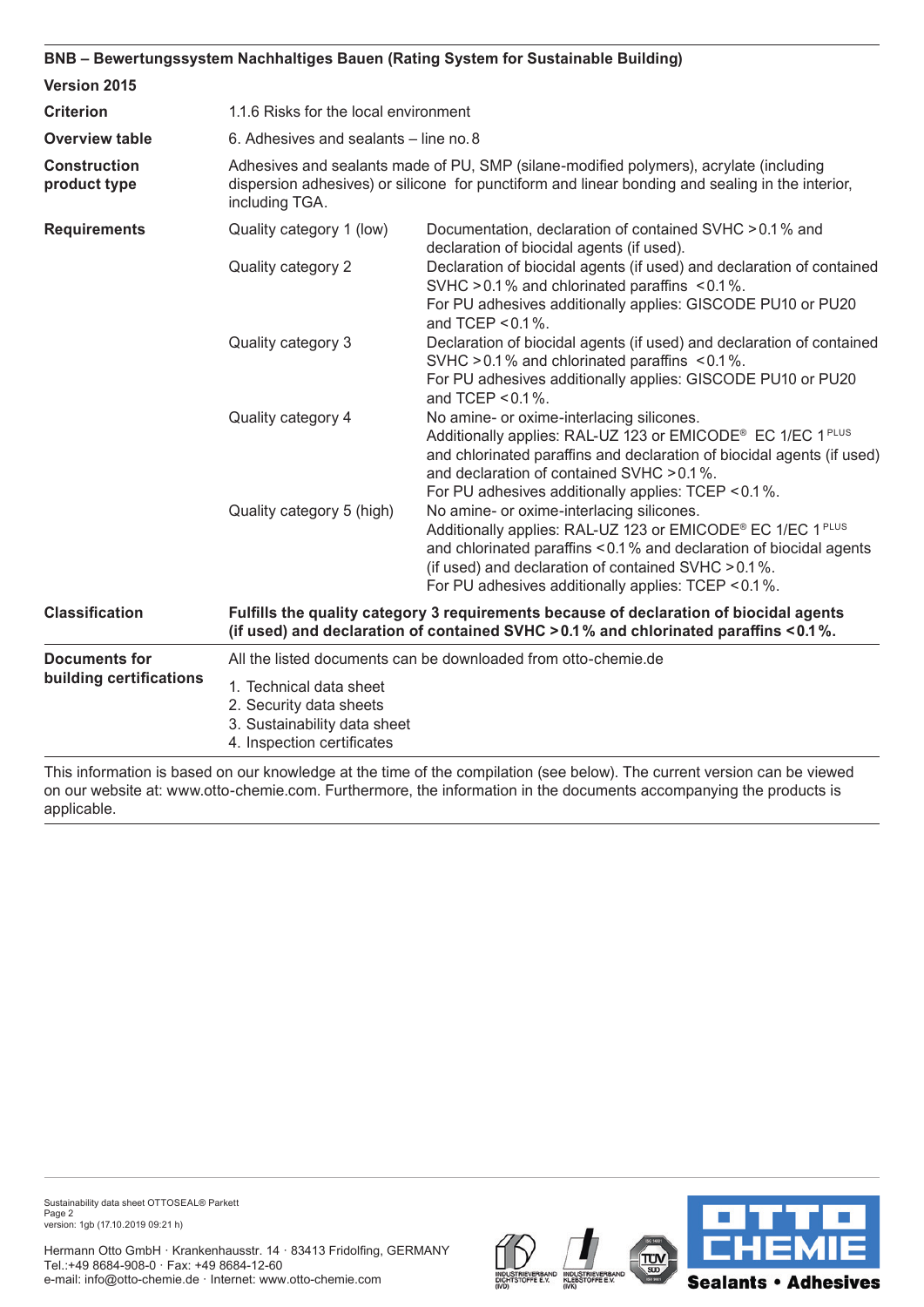**BNB – Bewertungssystem Nachhaltiges Bauen (Rating System for Sustainable Building)**

| | | |
|---|---|---|
| **Version 2015** | | |
| **Criterion** | 1.1.6 Risks for the local environment | |
| **Overview table** | 6. Adhesives and sealants – line no. 8 | |
| **Construction product type** | Adhesives and sealants made of PU, SMP (silane-modified polymers), acrylate (including dispersion adhesives) or silicone for punctiform and linear bonding and sealing in the interior, including TGA. | |
| **Requirements** | Quality category 1 (low) | Documentation, declaration of contained SVHC > 0.1 % and declaration of biocidal agents (if used). |
| | Quality category 2 | Declaration of biocidal agents (if used) and declaration of contained SVHC > 0.1 % and chlorinated paraffins < 0.1 %. For PU adhesives additionally applies: GISCODE PU10 or PU20 and TCEP < 0.1 %. |
| | Quality category 3 | Declaration of biocidal agents (if used) and declaration of contained SVHC > 0.1 % and chlorinated paraffins < 0.1 %. For PU adhesives additionally applies: GISCODE PU10 or PU20 and TCEP < 0.1 %. |
| | Quality category 4 | No amine- or oxime-interlacing silicones. Additionally applies: RAL-UZ 123 or EMICODE® EC 1/EC 1 PLUS and chlorinated paraffins and declaration of biocidal agents (if used) and declaration of contained SVHC > 0.1 %. For PU adhesives additionally applies: TCEP < 0.1 %. |
| | Quality category 5 (high) | No amine- or oxime-interlacing silicones. Additionally applies: RAL-UZ 123 or EMICODE® EC 1/EC 1 PLUS and chlorinated paraffins < 0.1 % and declaration of biocidal agents (if used) and declaration of contained SVHC > 0.1 %. For PU adhesives additionally applies: TCEP < 0.1 %. |
| **Classification** | **Fulfills the quality category 3 requirements because of declaration of biocidal agents (if used) and declaration of contained SVHC > 0.1 % and chlorinated paraffins < 0.1 %.** | |
| **Documents for building certifications** | All the listed documents can be downloaded from otto-chemie.de<br>1. Technical data sheet<br>2. Security data sheets<br>3. Sustainability data sheet<br>4. Inspection certificates | |

This information is based on our knowledge at the time of the compilation (see below). The current version can be viewed on our website at: www.otto-chemie.com. Furthermore, the information in the documents accompanying the products is applicable.

Sustainability data sheet OTTOSEAL® Parkett
Page 2
version: 1gb (17.10.2019 09:21 h)

Hermann Otto GmbH · Krankenhausstr. 14 · 83413 Fridolfing, GERMANY
Tel.:+49 8684-908-0 · Fax: +49 8684-12-60
e-mail: info@otto-chemie.de · Internet: www.otto-chemie.com

OTTO CHEMIE Sealants • Adhesives